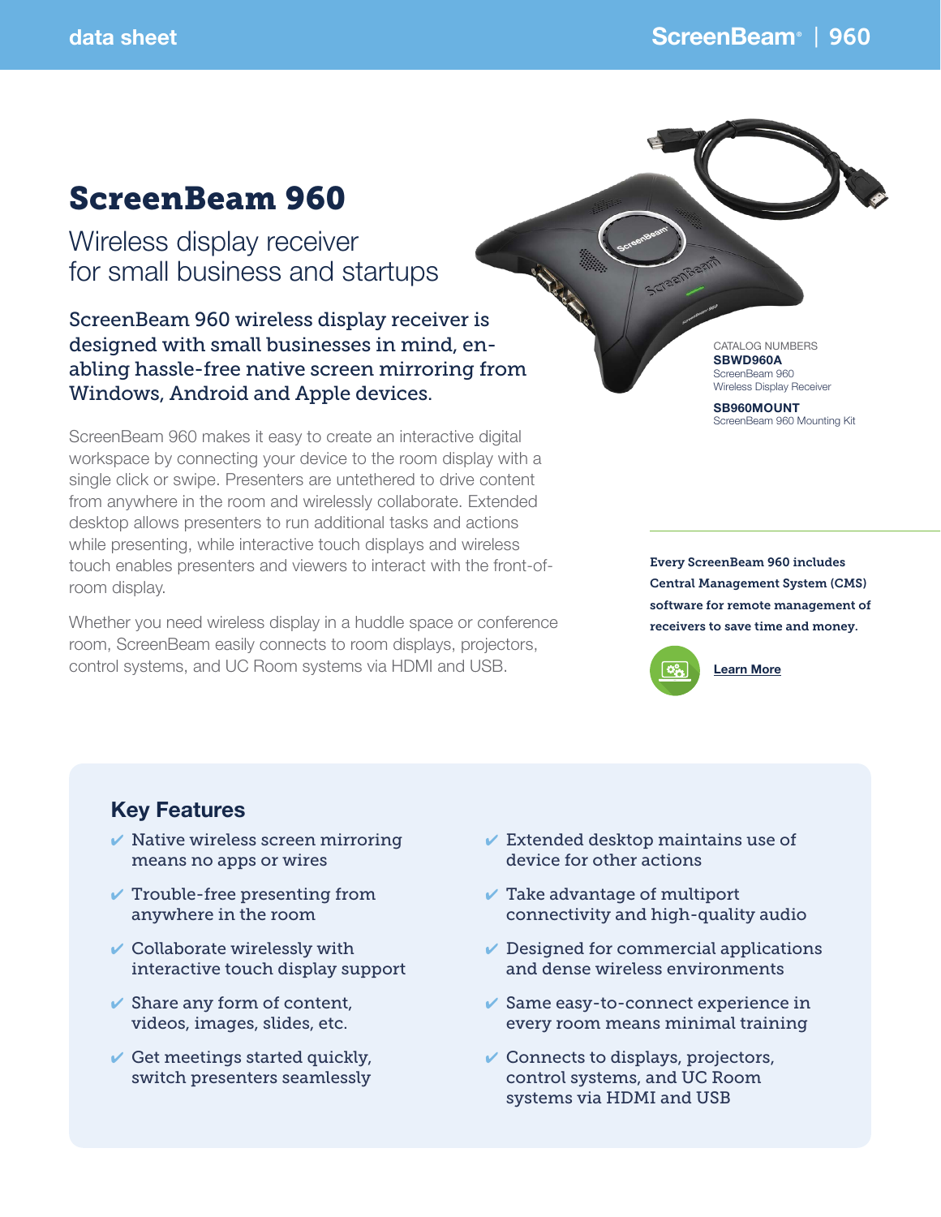# ScreenBeam 960

## Wireless display receiver for small business and startups

**ScreenBeam 960 wireless display receiver is designed with small businesses in mind, enabling hassle-free native screen mirroring from Windows, Android and Apple devices.**

ScreenBeam 960 makes it easy to create an interactive digital workspace by connecting your device to the room display with a single click or swipe. Presenters are untethered to drive content from anywhere in the room and wirelessly collaborate. Extended desktop allows presenters to run additional tasks and actions while presenting, while interactive touch displays and wireless touch enables presenters and viewers to interact with the front-of-room display.

Whether you need wireless display in a huddle space or conference room, ScreenBeam easily connects to room displays, projectors, control systems, and UC Room systems via HDMI and USB.

CATALOG NUMBERS

**SBWD960A**
ScreenBeam 960
Wireless Display Receiver

**SB960MOUNT**
ScreenBeam 960 Mounting Kit

**Every ScreenBeam 960 includes Central Management System (CMS) software for remote management of receivers to save time and money.**

**Learn More**

## Key Features

- ✔ Native wireless screen mirroring means no apps or wires
- ✔ Trouble-free presenting from anywhere in the room
- ✔ Collaborate wirelessly with interactive touch display support
- ✔ Share any form of content, videos, images, slides, etc.
- ✔ Get meetings started quickly, switch presenters seamlessly
- ✔ Extended desktop maintains use of device for other actions
- ✔ Take advantage of multiport connectivity and high-quality audio
- ✔ Designed for commercial applications and dense wireless environments
- ✔ Same easy-to-connect experience in every room means minimal training
- ✔ Connects to displays, projectors, control systems, and UC Room systems via HDMI and USB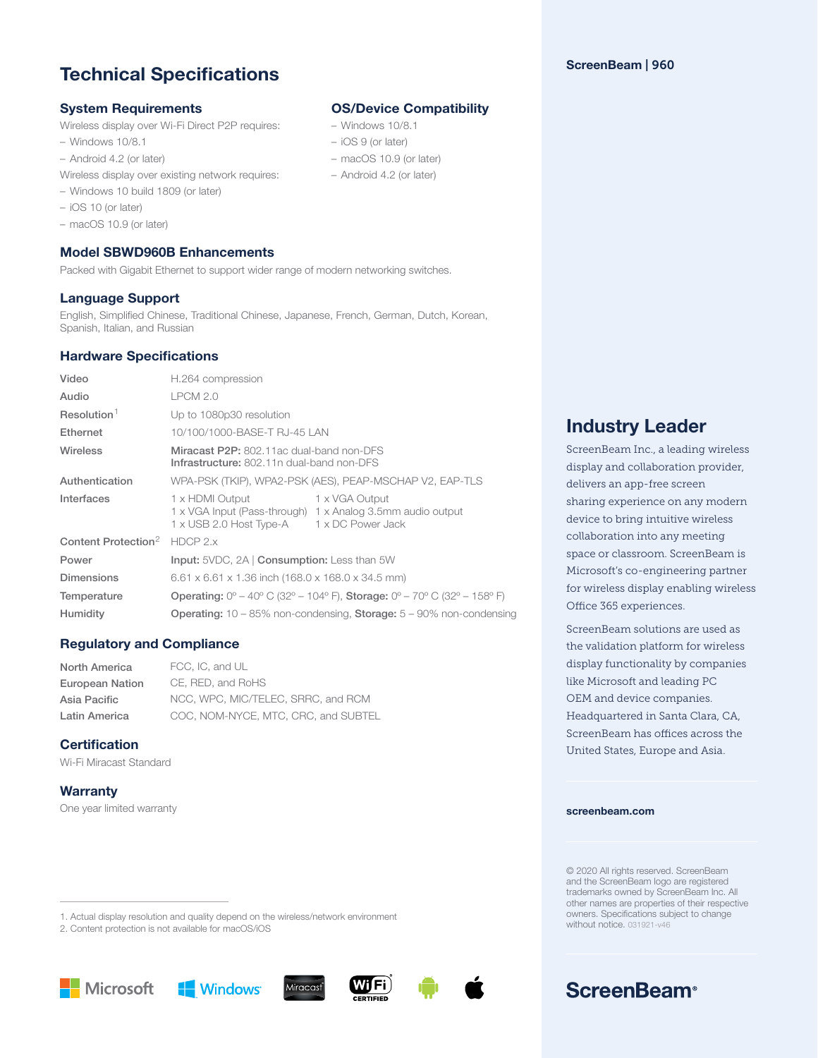# Technical Specifications

## System Requirements

Wireless display over Wi-Fi Direct P2P requires:

- Windows 10/8.1
- Android 4.2 (or later)

Wireless display over existing network requires:

- Windows 10 build 1809 (or later)
- iOS 10 (or later)
- macOS 10.9 (or later)

## OS/Device Compatibility

- Windows 10/8.1
- iOS 9 (or later)
- macOS 10.9 (or later)
- Android 4.2 (or later)

## Model SBWD960B Enhancements

Packed with Gigabit Ethernet to support wider range of modern networking switches.

## Language Support

English, Simplified Chinese, Traditional Chinese, Japanese, French, German, Dutch, Korean, Spanish, Italian, and Russian

## Hardware Specifications

| | |
|---|---|
| Video | H.264 compression |
| Audio | LPCM 2.0 |
| Resolution[1] | Up to 1080p30 resolution |
| Ethernet | 10/100/1000-BASE-T RJ-45 LAN |
| Wireless | **Miracast P2P:** 802.11ac dual-band non-DFS<br>**Infrastructure:** 802.11n dual-band non-DFS |
| Authentication | WPA-PSK (TKIP), WPA2-PSK (AES), PEAP-MSCHAP V2, EAP-TLS |
| Interfaces | 1 x HDMI Output, 1 x VGA Output<br>1 x VGA Input (Pass-through), 1 x Analog 3.5mm audio output<br>1 x USB 2.0 Host Type-A, 1 x DC Power Jack |
| Content Protection[2] | HDCP 2.x |
| Power | **Input:** 5VDC, 2A \| **Consumption:** Less than 5W |
| Dimensions | 6.61 x 6.61 x 1.36 inch (168.0 x 168.0 x 34.5 mm) |
| Temperature | **Operating:** 0º – 40º C (32º – 104º F), **Storage:** 0º – 70º C (32º – 158º F) |
| Humidity | **Operating:** 10 – 85% non-condensing, **Storage:** 5 – 90% non-condensing |

## Regulatory and Compliance

| | |
|---|---|
| North America | FCC, IC, and UL |
| European Nation | CE, RED, and RoHS |
| Asia Pacific | NCC, WPC, MIC/TELEC, SRRC, and RCM |
| Latin America | COC, NOM-NYCE, MTC, CRC, and SUBTEL |

## Certification

Wi-Fi Miracast Standard

## Warranty

One year limited warranty

1. Actual display resolution and quality depend on the wireless/network environment
2. Content protection is not available for macOS/iOS

**ScreenBeam | 960**

## Industry Leader

ScreenBeam Inc., a leading wireless display and collaboration provider, delivers an app-free screen sharing experience on any modern device to bring intuitive wireless collaboration into any meeting space or classroom. ScreenBeam is Microsoft's co-engineering partner for wireless display enabling wireless Office 365 experiences.

ScreenBeam solutions are used as the validation platform for wireless display functionality by companies like Microsoft and leading PC OEM and device companies. Headquartered in Santa Clara, CA, ScreenBeam has offices across the United States, Europe and Asia.

**screenbeam.com**

© 2020 All rights reserved. ScreenBeam and the ScreenBeam logo are registered trademarks owned by ScreenBeam Inc. All other names are properties of their respective owners. Specifications subject to change without notice. 031921-v46